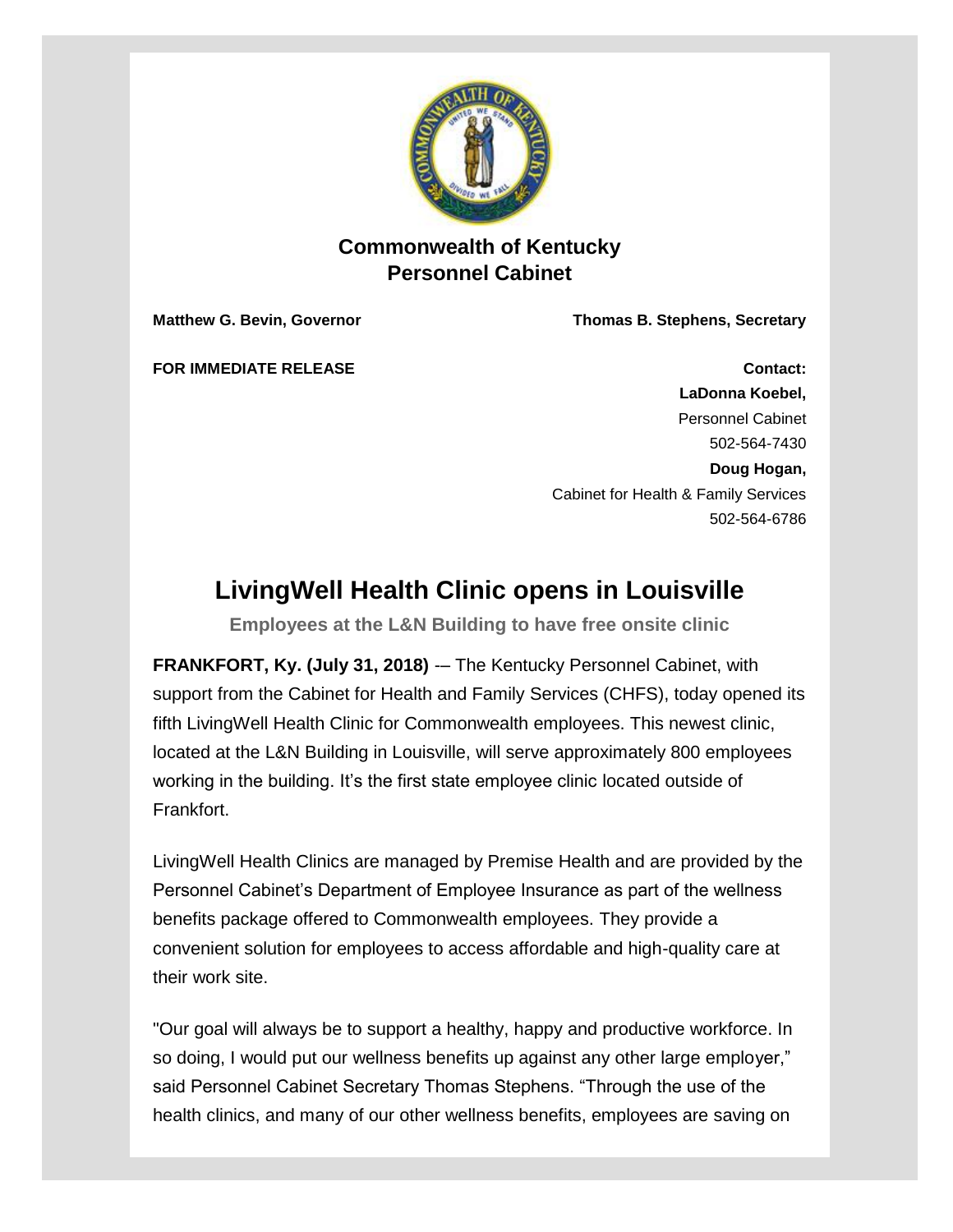**Commonwealth of Kentucky**
**Personnel Cabinet**

**Matthew G. Bevin, Governor** | **Thomas B. Stephens, Secretary**

**FOR IMMEDIATE RELEASE**

**Contact:**
**LaDonna Koebel,**
Personnel Cabinet
502-564-7430
**Doug Hogan,**
Cabinet for Health & Family Services
502-564-6786

# LivingWell Health Clinic opens in Louisville

**Employees at the L&N Building to have free onsite clinic**

**FRANKFORT, Ky. (July 31, 2018)** -– The Kentucky Personnel Cabinet, with support from the Cabinet for Health and Family Services (CHFS), today opened its fifth LivingWell Health Clinic for Commonwealth employees. This newest clinic, located at the L&N Building in Louisville, will serve approximately 800 employees working in the building. It's the first state employee clinic located outside of Frankfort.

LivingWell Health Clinics are managed by Premise Health and are provided by the Personnel Cabinet's Department of Employee Insurance as part of the wellness benefits package offered to Commonwealth employees. They provide a convenient solution for employees to access affordable and high-quality care at their work site.

"Our goal will always be to support a healthy, happy and productive workforce. In so doing, I would put our wellness benefits up against any other large employer," said Personnel Cabinet Secretary Thomas Stephens. "Through the use of the health clinics, and many of our other wellness benefits, employees are saving on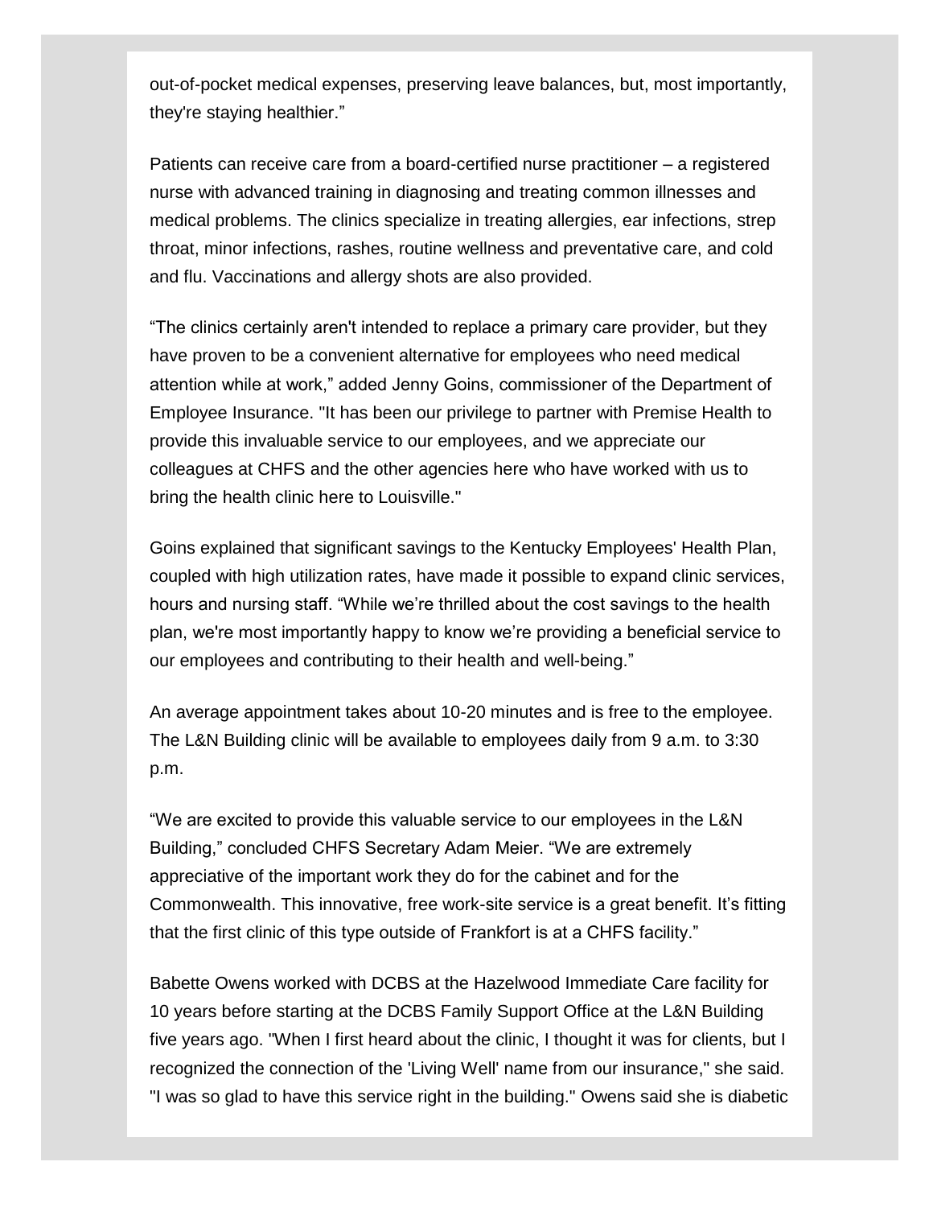out-of-pocket medical expenses, preserving leave balances, but, most importantly, they're staying healthier."

Patients can receive care from a board-certified nurse practitioner – a registered nurse with advanced training in diagnosing and treating common illnesses and medical problems. The clinics specialize in treating allergies, ear infections, strep throat, minor infections, rashes, routine wellness and preventative care, and cold and flu. Vaccinations and allergy shots are also provided.

"The clinics certainly aren't intended to replace a primary care provider, but they have proven to be a convenient alternative for employees who need medical attention while at work," added Jenny Goins, commissioner of the Department of Employee Insurance. "It has been our privilege to partner with Premise Health to provide this invaluable service to our employees, and we appreciate our colleagues at CHFS and the other agencies here who have worked with us to bring the health clinic here to Louisville."

Goins explained that significant savings to the Kentucky Employees' Health Plan, coupled with high utilization rates, have made it possible to expand clinic services, hours and nursing staff. "While we're thrilled about the cost savings to the health plan, we're most importantly happy to know we're providing a beneficial service to our employees and contributing to their health and well-being."

An average appointment takes about 10-20 minutes and is free to the employee. The L&N Building clinic will be available to employees daily from 9 a.m. to 3:30 p.m.

"We are excited to provide this valuable service to our employees in the L&N Building," concluded CHFS Secretary Adam Meier. "We are extremely appreciative of the important work they do for the cabinet and for the Commonwealth. This innovative, free work-site service is a great benefit. It's fitting that the first clinic of this type outside of Frankfort is at a CHFS facility."

Babette Owens worked with DCBS at the Hazelwood Immediate Care facility for 10 years before starting at the DCBS Family Support Office at the L&N Building five years ago. "When I first heard about the clinic, I thought it was for clients, but I recognized the connection of the 'Living Well' name from our insurance," she said. "I was so glad to have this service right in the building." Owens said she is diabetic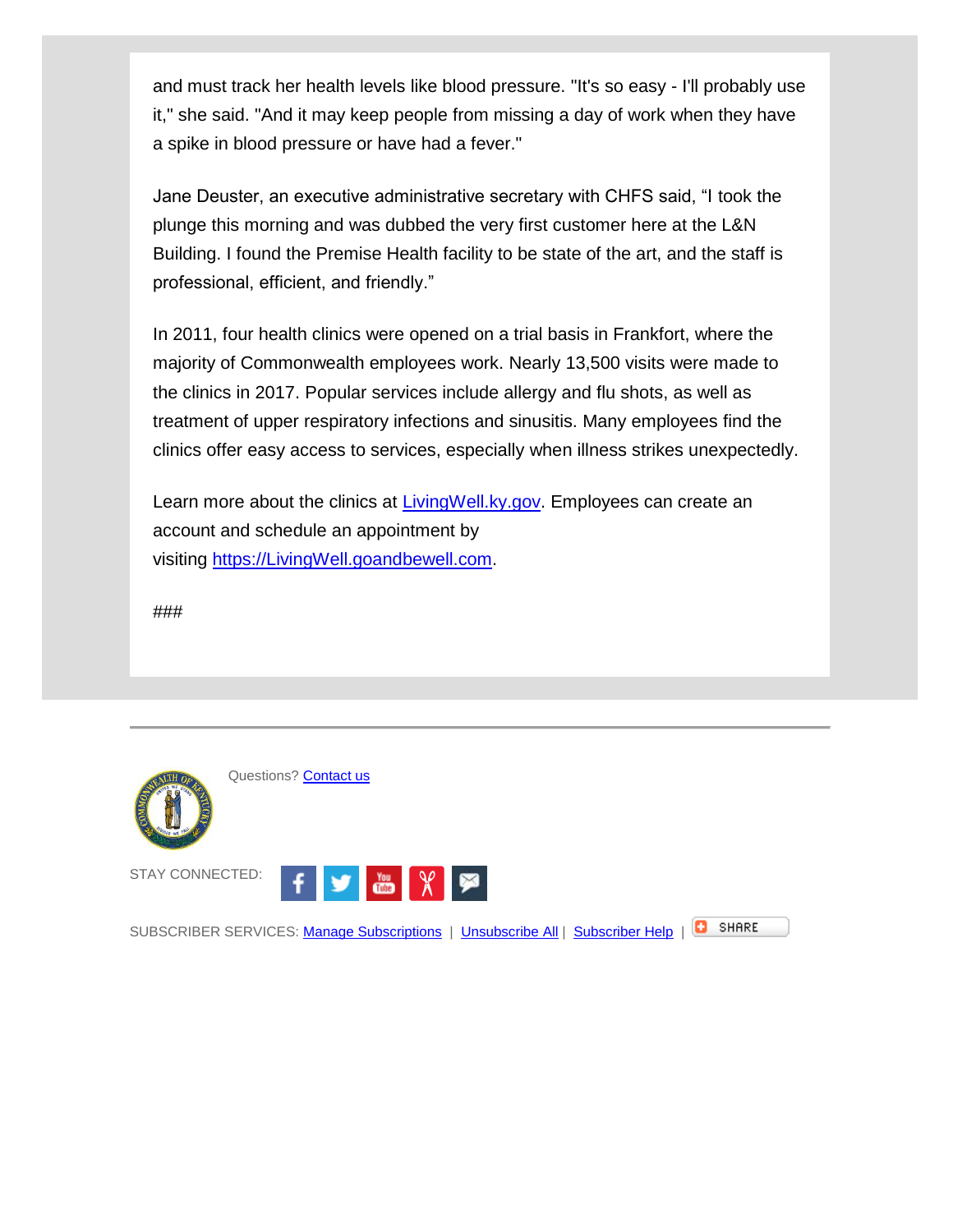and must track her health levels like blood pressure. "It's so easy - I'll probably use it," she said. "And it may keep people from missing a day of work when they have a spike in blood pressure or have had a fever."

Jane Deuster, an executive administrative secretary with CHFS said, “I took the plunge this morning and was dubbed the very first customer here at the L&N Building. I found the Premise Health facility to be state of the art, and the staff is professional, efficient, and friendly.”

In 2011, four health clinics were opened on a trial basis in Frankfort, where the majority of Commonwealth employees work. Nearly 13,500 visits were made to the clinics in 2017. Popular services include allergy and flu shots, as well as treatment of upper respiratory infections and sinusitis. Many employees find the clinics offer easy access to services, especially when illness strikes unexpectedly.

Learn more about the clinics at [LivingWell.ky.gov](LivingWell.ky.gov). Employees can create an account and schedule an appointment by visiting [https://LivingWell.goandbewell.com](https://LivingWell.goandbewell.com).

###

---

Questions? Contact us

STAY CONNECTED:

SUBSCRIBER SERVICES: Manage Subscriptions | Unsubscribe All | Subscriber Help | SHARE